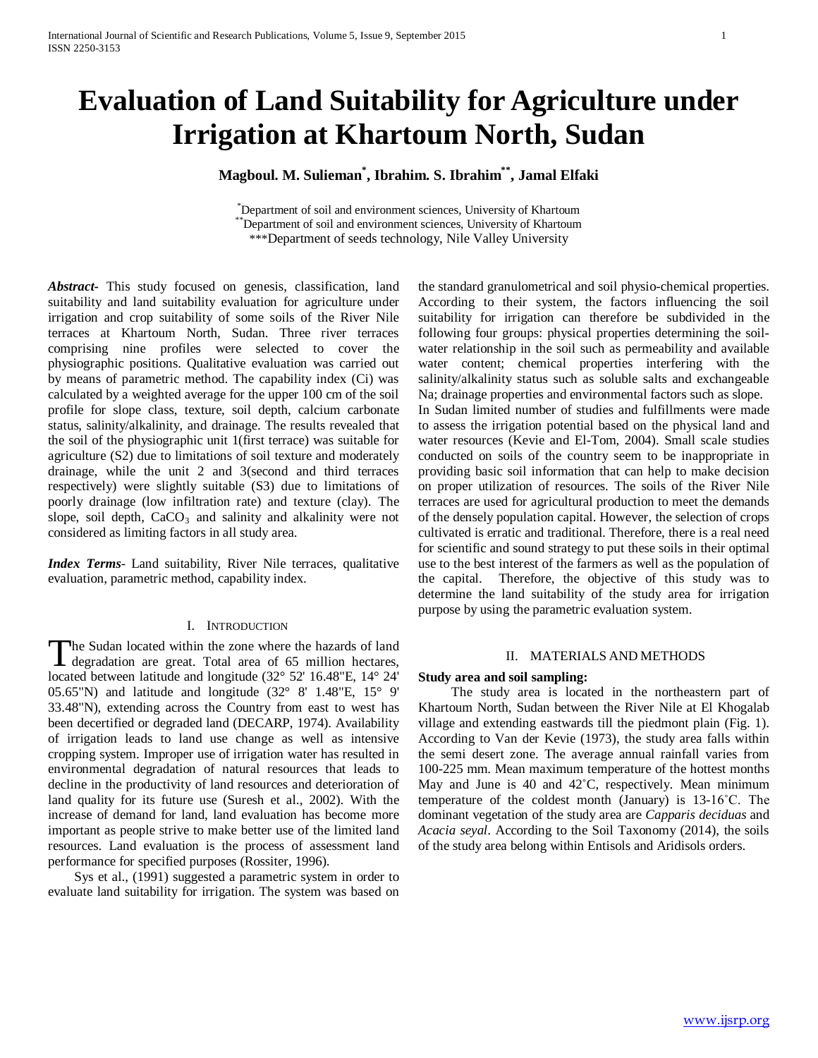# Evaluation of Land Suitability for Agriculture under Irrigation at Khartoum North, Sudan

**Magboul. M. Sulieman[*], Ibrahim. S. Ibrahim[**], Jamal Elfaki**

[*]Department of soil and environment sciences, University of Khartoum
[**]Department of soil and environment sciences, University of Khartoum
***Department of seeds technology, Nile Valley University

***Abstract-*** This study focused on genesis, classification, land suitability and land suitability evaluation for agriculture under irrigation and crop suitability of some soils of the River Nile terraces at Khartoum North, Sudan. Three river terraces comprising nine profiles were selected to cover the physiographic positions. Qualitative evaluation was carried out by means of parametric method. The capability index (Ci) was calculated by a weighted average for the upper 100 cm of the soil profile for slope class, texture, soil depth, calcium carbonate status, salinity/alkalinity, and drainage. The results revealed that the soil of the physiographic unit 1(first terrace) was suitable for agriculture (S2) due to limitations of soil texture and moderately drainage, while the unit 2 and 3(second and third terraces respectively) were slightly suitable (S3) due to limitations of poorly drainage (low infiltration rate) and texture (clay). The slope, soil depth, $CaCO_3$ and salinity and alkalinity were not considered as limiting factors in all study area.

***Index Terms-*** Land suitability, River Nile terraces, qualitative evaluation, parametric method, capability index.

## I. Introduction

The Sudan located within the zone where the hazards of land degradation are great. Total area of 65 million hectares, located between latitude and longitude (32° 52' 16.48"E, 14° 24' 05.65"N) and latitude and longitude (32° 8' 1.48"E, 15° 9' 33.48"N), extending across the Country from east to west has been decertified or degraded land (DECARP, 1974). Availability of irrigation leads to land use change as well as intensive cropping system. Improper use of irrigation water has resulted in environmental degradation of natural resources that leads to decline in the productivity of land resources and deterioration of land quality for its future use (Suresh et al., 2002). With the increase of demand for land, land evaluation has become more important as people strive to make better use of the limited land resources. Land evaluation is the process of assessment land performance for specified purposes (Rossiter, 1996).

Sys et al., (1991) suggested a parametric system in order to evaluate land suitability for irrigation. The system was based on the standard granulometrical and soil physio-chemical properties. According to their system, the factors influencing the soil suitability for irrigation can therefore be subdivided in the following four groups: physical properties determining the soil-water relationship in the soil such as permeability and available water content; chemical properties interfering with the salinity/alkalinity status such as soluble salts and exchangeable Na; drainage properties and environmental factors such as slope.

In Sudan limited number of studies and fulfillments were made to assess the irrigation potential based on the physical land and water resources (Kevie and El-Tom, 2004). Small scale studies conducted on soils of the country seem to be inappropriate in providing basic soil information that can help to make decision on proper utilization of resources. The soils of the River Nile terraces are used for agricultural production to meet the demands of the densely population capital. However, the selection of crops cultivated is erratic and traditional. Therefore, there is a real need for scientific and sound strategy to put these soils in their optimal use to the best interest of the farmers as well as the population of the capital. Therefore, the objective of this study was to determine the land suitability of the study area for irrigation purpose by using the parametric evaluation system.

## II. Materials and Methods

**Study area and soil sampling:**

The study area is located in the northeastern part of Khartoum North, Sudan between the River Nile at El Khogalab village and extending eastwards till the piedmont plain (Fig. 1). According to Van der Kevie (1973), the study area falls within the semi desert zone. The average annual rainfall varies from 100-225 mm. Mean maximum temperature of the hottest months May and June is 40 and 42˚C, respectively. Mean minimum temperature of the coldest month (January) is 13-16˚C. The dominant vegetation of the study area are *Capparis deciduas* and *Acacia seyal*. According to the Soil Taxonomy (2014), the soils of the study area belong within Entisols and Aridisols orders.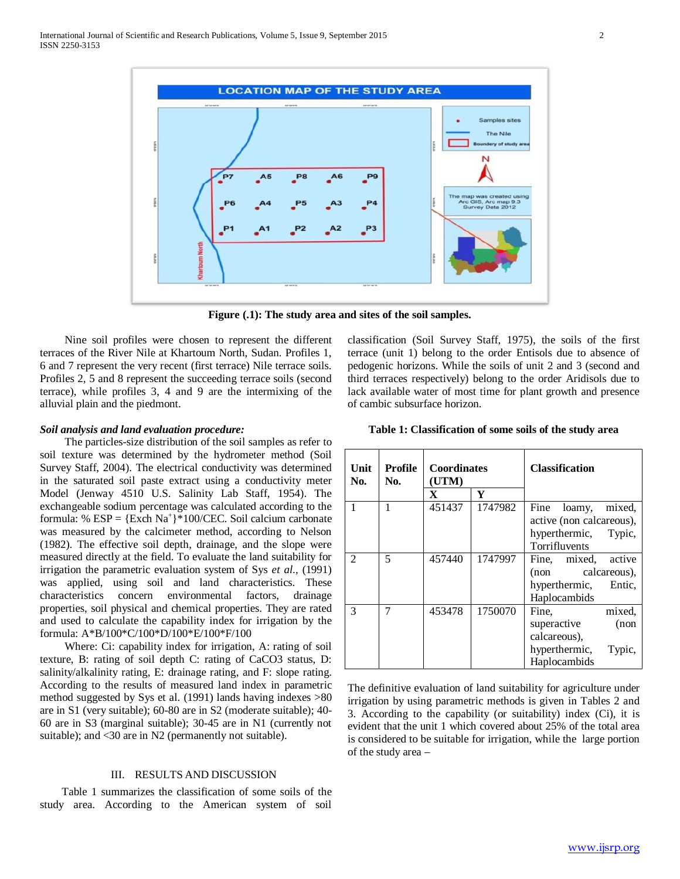**Figure (.1): The study area and sites of the soil samples.**

Nine soil profiles were chosen to represent the different terraces of the River Nile at Khartoum North, Sudan. Profiles 1, 6 and 7 represent the very recent (first terrace) Nile terrace soils. Profiles 2, 5 and 8 represent the succeeding terrace soils (second terrace), while profiles 3, 4 and 9 are the intermixing of the alluvial plain and the piedmont.

***Soil analysis and land evaluation procedure:***

The particles-size distribution of the soil samples as refer to soil texture was determined by the hydrometer method (Soil Survey Staff, 2004). The electrical conductivity was determined in the saturated soil paste extract using a conductivity meter Model (Jenway 4510 U.S. Salinity Lab Staff, 1954). The exchangeable sodium percentage was calculated according to the formula: % ESP = {Exch $Na^+$}*100/CEC. Soil calcium carbonate was measured by the calcimeter method, according to Nelson (1982). The effective soil depth, drainage, and the slope were measured directly at the field. To evaluate the land suitability for irrigation the parametric evaluation system of Sys *et al.*, (1991) was applied, using soil and land characteristics. These characteristics concern environmental factors, drainage properties, soil physical and chemical properties. They are rated and used to calculate the capability index for irrigation by the formula: A*B/100*C/100*D/100*E/100*F/100

Where: Ci: capability index for irrigation, A: rating of soil texture, B: rating of soil depth C: rating of CaCO3 status, D: salinity/alkalinity rating, E: drainage rating, and F: slope rating. According to the results of measured land index in parametric method suggested by Sys et al. (1991) lands having indexes >80 are in S1 (very suitable); 60-80 are in S2 (moderate suitable); 40-60 are in S3 (marginal suitable); 30-45 are in N1 (currently not suitable); and <30 are in N2 (permanently not suitable).

## III. RESULTS AND DISCUSSION

Table 1 summarizes the classification of some soils of the study area. According to the American system of soil classification (Soil Survey Staff, 1975), the soils of the first terrace (unit 1) belong to the order Entisols due to absence of pedogenic horizons. While the soils of unit 2 and 3 (second and third terraces respectively) belong to the order Aridisols due to lack available water of most time for plant growth and presence of cambic subsurface horizon.

**Table 1: Classification of some soils of the study area**

| Unit No. | Profile No. | Coordinates (UTM) | | Classification |
|---|---|---|---|---|
| | | X | Y | |
| 1 | 1 | 451437 | 1747982 | Fine loamy, mixed, active (non calcareous), hyperthermic, Typic, Torrifluvents |
| 2 | 5 | 457440 | 1747997 | Fine, mixed, active (non calcareous), hyperthermic, Entic, Haplocambids |
| 3 | 7 | 453478 | 1750070 | Fine, mixed, superactive (non calcareous), hyperthermic, Typic, Haplocambids |

The definitive evaluation of land suitability for agriculture under irrigation by using parametric methods is given in Tables 2 and 3. According to the capability (or suitability) index (Ci), it is evident that the unit 1 which covered about 25% of the total area is considered to be suitable for irrigation, while the large portion of the study area –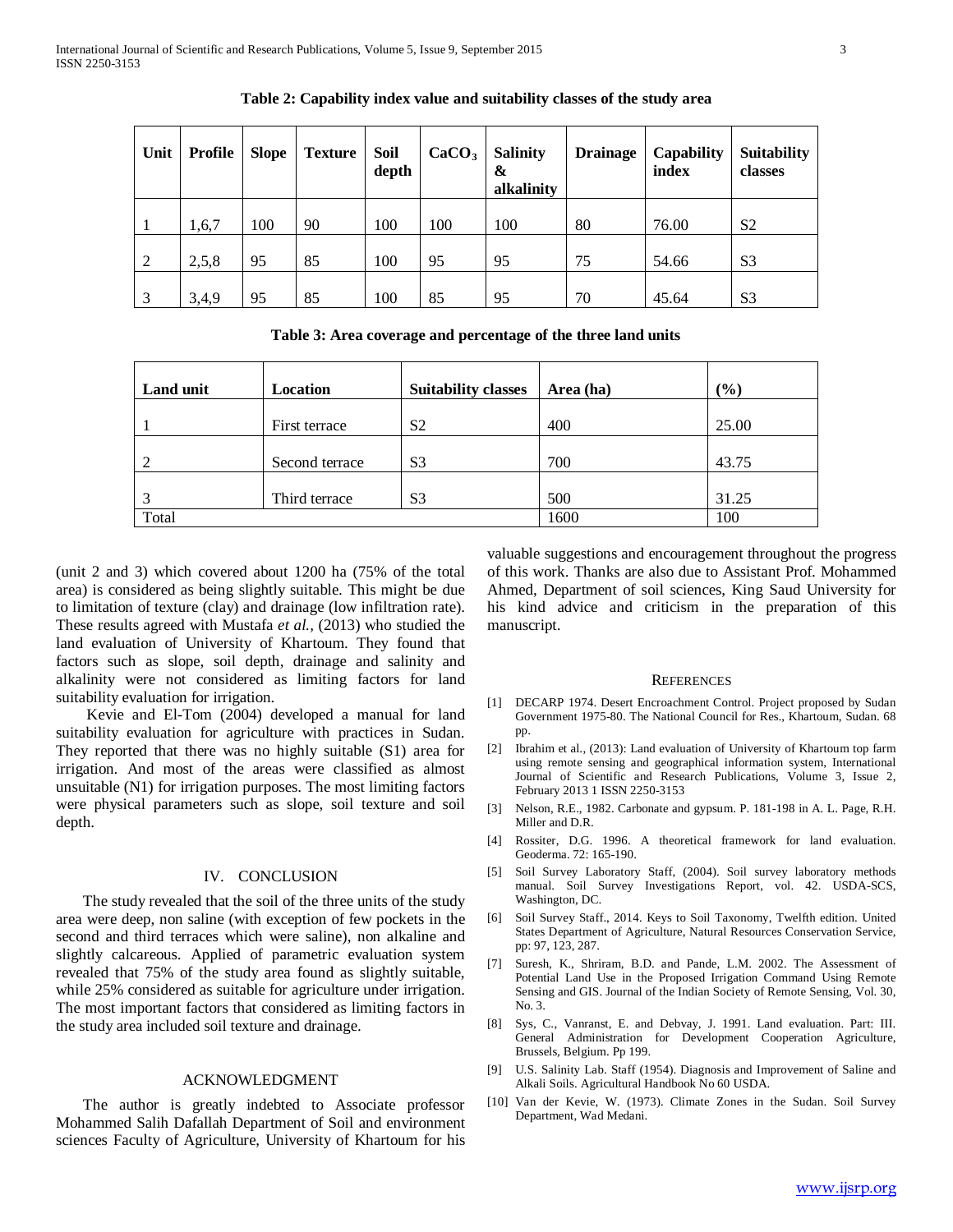**Table 2: Capability index value and suitability classes of the study area**

| Unit | Profile | Slope | Texture | Soil depth | $CaCO_3$ | Salinity & alkalinity | Drainage | Capability index | Suitability classes |
|---|---|---|---|---|---|---|---|---|---|
| 1 | 1,6,7 | 100 | 90 | 100 | 100 | 100 | 80 | 76.00 | S2 |
| 2 | 2,5,8 | 95 | 85 | 100 | 95 | 95 | 75 | 54.66 | S3 |
| 3 | 3,4,9 | 95 | 85 | 100 | 85 | 95 | 70 | 45.64 | S3 |

**Table 3: Area coverage and percentage of the three land units**

| Land unit | Location | Suitability classes | Area (ha) | (%) |
|---|---|---|---|---|
| 1 | First terrace | S2 | 400 | 25.00 |
| 2 | Second terrace | S3 | 700 | 43.75 |
| 3 | Third terrace | S3 | 500 | 31.25 |
| Total | | | 1600 | 100 |

(unit 2 and 3) which covered about 1200 ha (75% of the total area) is considered as being slightly suitable. This might be due to limitation of texture (clay) and drainage (low infiltration rate). These results agreed with Mustafa *et al.*, (2013) who studied the land evaluation of University of Khartoum. They found that factors such as slope, soil depth, drainage and salinity and alkalinity were not considered as limiting factors for land suitability evaluation for irrigation.

Kevie and El-Tom (2004) developed a manual for land suitability evaluation for agriculture with practices in Sudan. They reported that there was no highly suitable (S1) area for irrigation. And most of the areas were classified as almost unsuitable (N1) for irrigation purposes. The most limiting factors were physical parameters such as slope, soil texture and soil depth.

## IV. CONCLUSION

The study revealed that the soil of the three units of the study area were deep, non saline (with exception of few pockets in the second and third terraces which were saline), non alkaline and slightly calcareous. Applied of parametric evaluation system revealed that 75% of the study area found as slightly suitable, while 25% considered as suitable for agriculture under irrigation. The most important factors that considered as limiting factors in the study area included soil texture and drainage.

## ACKNOWLEDGMENT

The author is greatly indebted to Associate professor Mohammed Salih Dafallah Department of Soil and environment sciences Faculty of Agriculture, University of Khartoum for his valuable suggestions and encouragement throughout the progress of this work. Thanks are also due to Assistant Prof. Mohammed Ahmed, Department of soil sciences, King Saud University for his kind advice and criticism in the preparation of this manuscript.

## REFERENCES

[1] DECARP 1974. Desert Encroachment Control. Project proposed by Sudan Government 1975-80. The National Council for Res., Khartoum, Sudan. 68 pp.

[2] Ibrahim et al., (2013): Land evaluation of University of Khartoum top farm using remote sensing and geographical information system, International Journal of Scientific and Research Publications, Volume 3, Issue 2, February 2013 1 ISSN 2250-3153

[3] Nelson, R.E., 1982. Carbonate and gypsum. P. 181-198 in A. L. Page, R.H. Miller and D.R.

[4] Rossiter, D.G. 1996. A theoretical framework for land evaluation. Geoderma. 72: 165-190.

[5] Soil Survey Laboratory Staff, (2004). Soil survey laboratory methods manual. Soil Survey Investigations Report, vol. 42. USDA-SCS, Washington, DC.

[6] Soil Survey Staff., 2014. Keys to Soil Taxonomy, Twelfth edition. United States Department of Agriculture, Natural Resources Conservation Service, pp: 97, 123, 287.

[7] Suresh, K., Shriram, B.D. and Pande, L.M. 2002. The Assessment of Potential Land Use in the Proposed Irrigation Command Using Remote Sensing and GIS. Journal of the Indian Society of Remote Sensing, Vol. 30, No. 3.

[8] Sys, C., Vanranst, E. and Debvay, J. 1991. Land evaluation. Part: III. General Administration for Development Cooperation Agriculture, Brussels, Belgium. Pp 199.

[9] U.S. Salinity Lab. Staff (1954). Diagnosis and Improvement of Saline and Alkali Soils. Agricultural Handbook No 60 USDA.

[10] Van der Kevie, W. (1973). Climate Zones in the Sudan. Soil Survey Department, Wad Medani.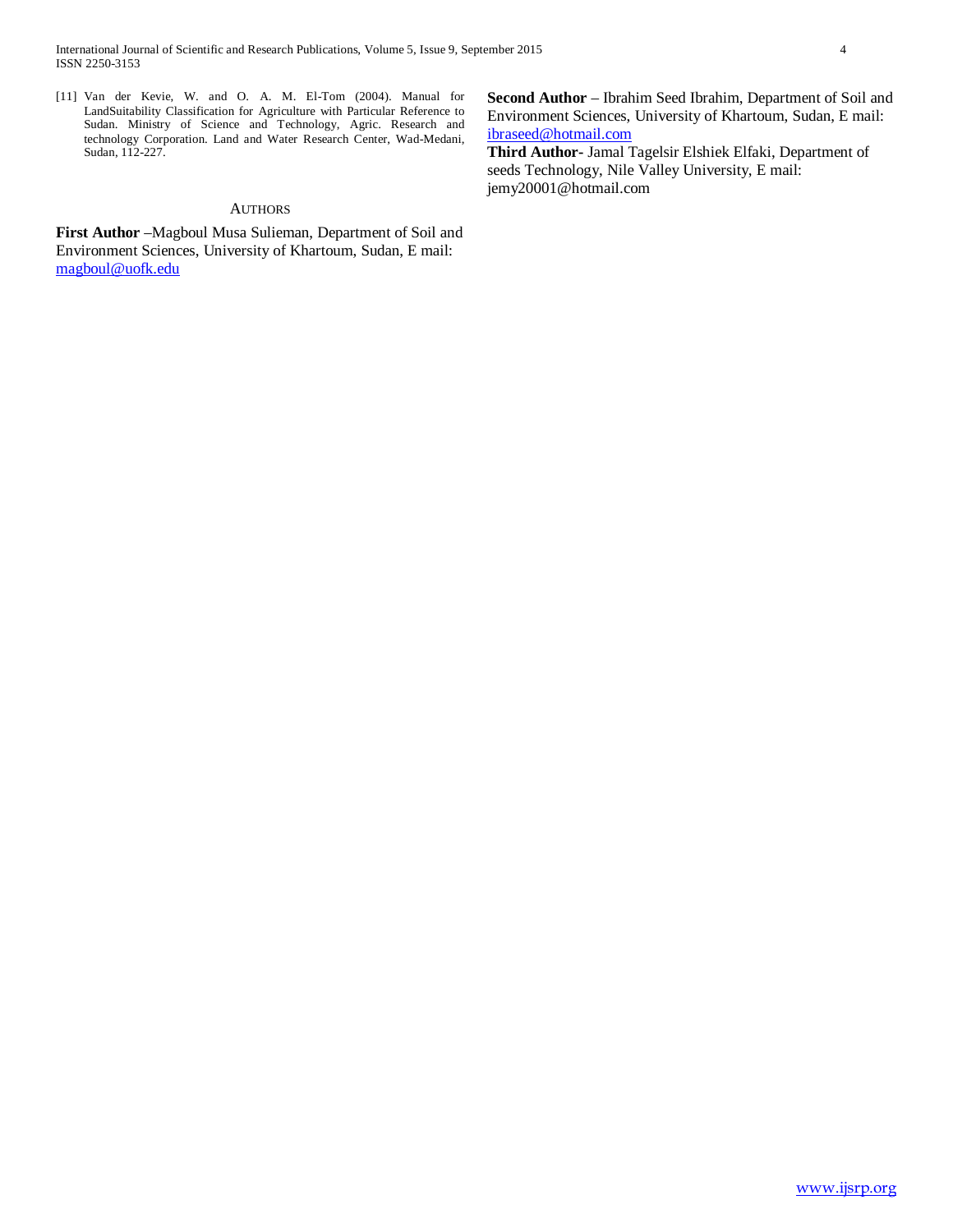[11] Van der Kevie, W. and O. A. M. El-Tom (2004). Manual for LandSuitability Classification for Agriculture with Particular Reference to Sudan. Ministry of Science and Technology, Agric. Research and technology Corporation. Land and Water Research Center, Wad-Medani, Sudan, 112-227.

## AUTHORS

**First Author** –Magboul Musa Sulieman, Department of Soil and Environment Sciences, University of Khartoum, Sudan, E mail: magboul@uofk.edu

**Second Author** – Ibrahim Seed Ibrahim, Department of Soil and Environment Sciences, University of Khartoum, Sudan, E mail: ibraseed@hotmail.com

**Third Author-** Jamal Tagelsir Elshiek Elfaki, Department of seeds Technology, Nile Valley University, E mail: jemy20001@hotmail.com